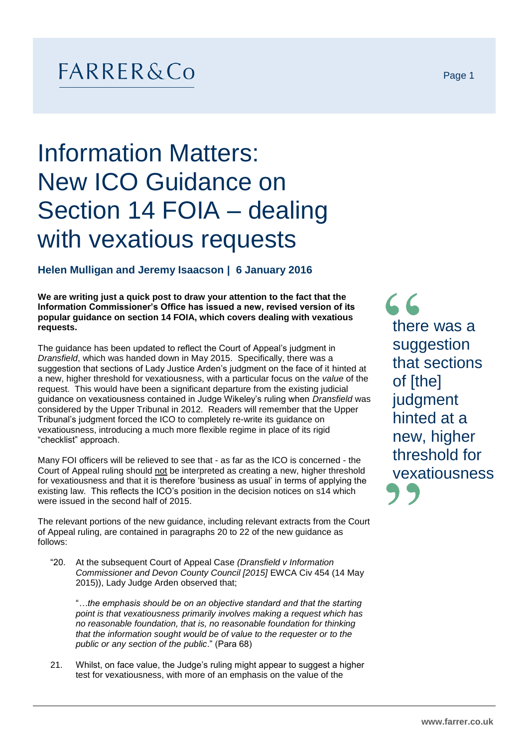FARRER&Co

# Information Matters: New ICO Guidance on Section 14 FOIA – dealing with vexatious requests

### Helen Mulligan and Jeremy Isaacson | 6 January 2016

**We are writing just a quick post to draw your attention to the fact that the Information Commissioner's Office has issued a new, revised version of its popular guidance on section 14 FOIA, which covers dealing with vexatious requests.**

The guidance has been updated to reflect the Court of Appeal's judgment in *Dransfield*, which was handed down in May 2015. Specifically, there was a suggestion that sections of Lady Justice Arden's judgment on the face of it hinted at a new, higher threshold for vexatiousness, with a particular focus on the *value* of the request. This would have been a significant departure from the existing judicial guidance on vexatiousness contained in Judge Wikeley's ruling when *Dransfield* was considered by the Upper Tribunal in 2012. Readers will remember that the Upper Tribunal's judgment forced the ICO to completely re-write its guidance on vexatiousness, introducing a much more flexible regime in place of its rigid "checklist" approach.

> "there was a suggestion that sections of [the] judgment hinted at a new, higher threshold for vexatiousness"

Many FOI officers will be relieved to see that - as far as the ICO is concerned - the Court of Appeal ruling should not be interpreted as creating a new, higher threshold for vexatiousness and that it is therefore 'business as usual' in terms of applying the existing law. This reflects the ICO's position in the decision notices on s14 which were issued in the second half of 2015.

The relevant portions of the new guidance, including relevant extracts from the Court of Appeal ruling, are contained in paragraphs 20 to 22 of the new guidance as follows:

"20. At the subsequent Court of Appeal Case *(Dransfield v Information Commissioner and Devon County Council [2015]* EWCA Civ 454 (14 May 2015)), Lady Judge Arden observed that;

"*…the emphasis should be on an objective standard and that the starting point is that vexatiousness primarily involves making a request which has no reasonable foundation, that is, no reasonable foundation for thinking that the information sought would be of value to the requester or to the public or any section of the public*." (Para 68)

21. Whilst, on face value, the Judge's ruling might appear to suggest a higher test for vexatiousness, with more of an emphasis on the value of the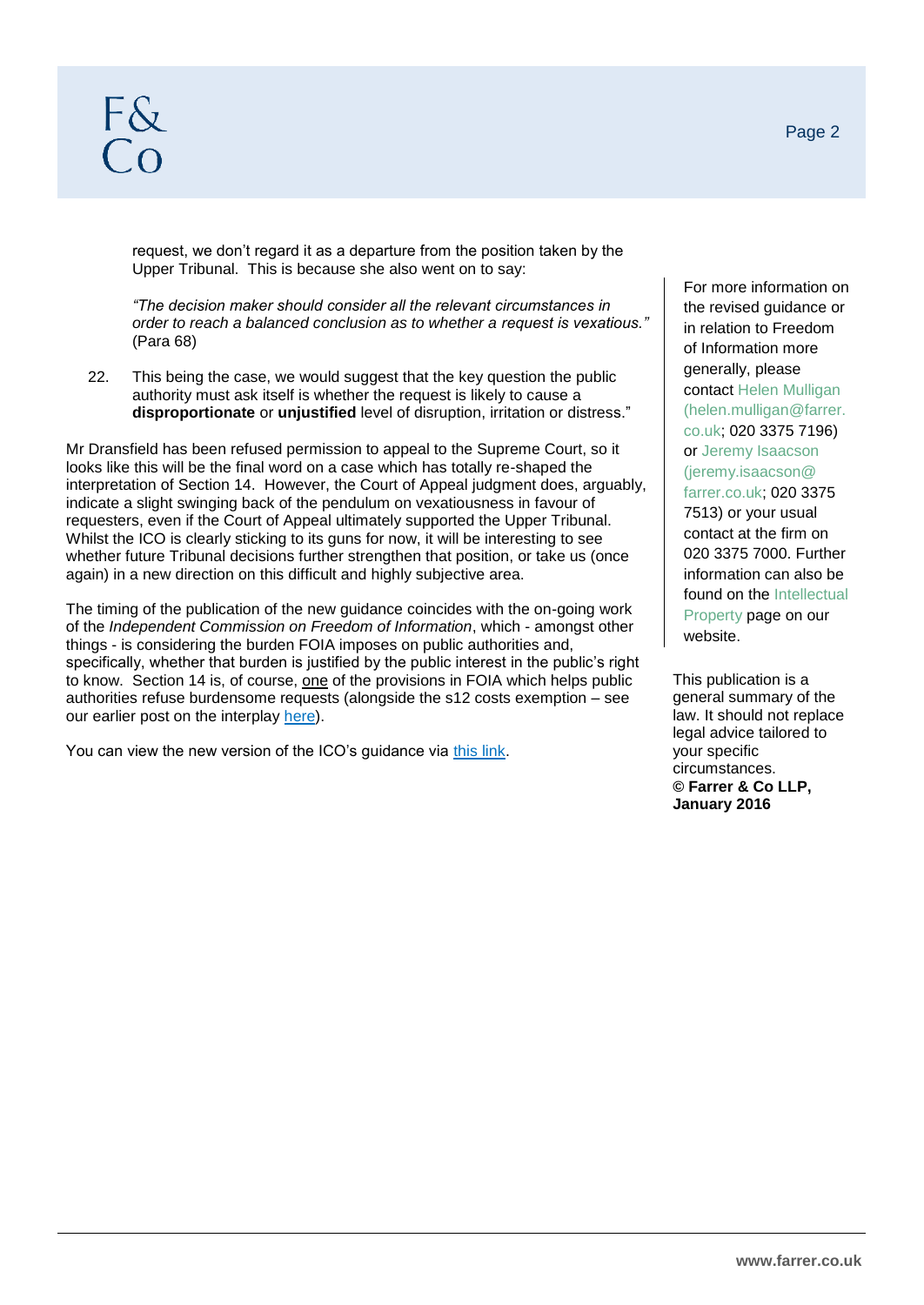request, we don't regard it as a departure from the position taken by the Upper Tribunal. This is because she also went on to say:

> *"The decision maker should consider all the relevant circumstances in order to reach a balanced conclusion as to whether a request is vexatious."* (Para 68)

22. This being the case, we would suggest that the key question the public authority must ask itself is whether the request is likely to cause a **disproportionate** or **unjustified** level of disruption, irritation or distress."

Mr Dransfield has been refused permission to appeal to the Supreme Court, so it looks like this will be the final word on a case which has totally re-shaped the interpretation of Section 14. However, the Court of Appeal judgment does, arguably, indicate a slight swinging back of the pendulum on vexatiousness in favour of requesters, even if the Court of Appeal ultimately supported the Upper Tribunal. Whilst the ICO is clearly sticking to its guns for now, it will be interesting to see whether future Tribunal decisions further strengthen that position, or take us (once again) in a new direction on this difficult and highly subjective area.

The timing of the publication of the new guidance coincides with the on-going work of the *Independent Commission on Freedom of Information*, which - amongst other things - is considering the burden FOIA imposes on public authorities and, specifically, whether that burden is justified by the public interest in the public's right to know. Section 14 is, of course, one of the provisions in FOIA which helps public authorities refuse burdensome requests (alongside the s12 costs exemption – see our earlier post on the interplay here).

You can view the new version of the ICO's guidance via this link.

For more information on the revised guidance or in relation to Freedom of Information more generally, please contact Helen Mulligan (helen.mulligan@farrer.co.uk; 020 3375 7196) or Jeremy Isaacson (jeremy.isaacson@farrer.co.uk; 020 3375 7513) or your usual contact at the firm on 020 3375 7000. Further information can also be found on the Intellectual Property page on our website.

This publication is a general summary of the law. It should not replace legal advice tailored to your specific circumstances.
**© Farrer & Co LLP, January 2016**